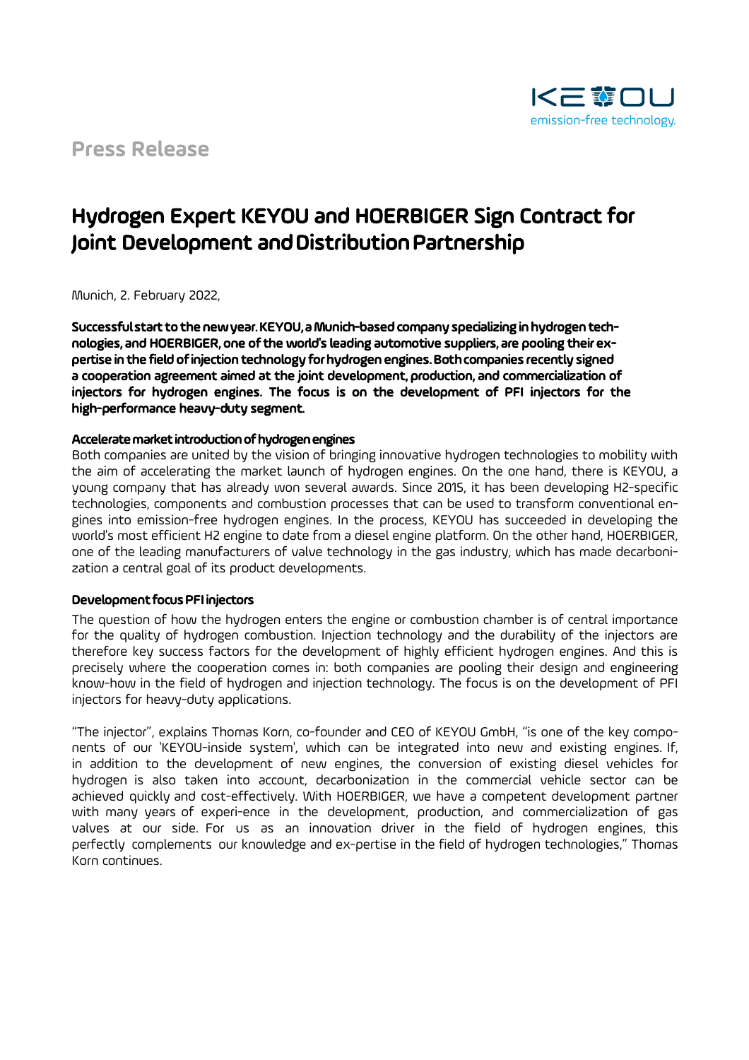KEYOU
emission-free technology.

Press Release

# Hydrogen Expert KEYOU and HOERBIGER Sign Contract for Joint Development and Distribution Partnership

Munich, 2. February 2022,

**Successful start to the new year. KEYOU, a Munich-based company specializing in hydrogen technologies, and HOERBIGER, one of the world's leading automotive suppliers, are pooling their expertise in the field of injection technology for hydrogen engines. Both companies recently signed a cooperation agreement aimed at the joint development, production, and commercialization of injectors for hydrogen engines. The focus is on the development of PFI injectors for the high-performance heavy-duty segment.**

**Accelerate market introduction of hydrogen engines**

Both companies are united by the vision of bringing innovative hydrogen technologies to mobility with the aim of accelerating the market launch of hydrogen engines. On the one hand, there is KEYOU, a young company that has already won several awards. Since 2015, it has been developing H2-specific technologies, components and combustion processes that can be used to transform conventional engines into emission-free hydrogen engines. In the process, KEYOU has succeeded in developing the world's most efficient H2 engine to date from a diesel engine platform. On the other hand, HOERBIGER, one of the leading manufacturers of valve technology in the gas industry, which has made decarbonization a central goal of its product developments.

**Development focus PFI injectors**

The question of how the hydrogen enters the engine or combustion chamber is of central importance for the quality of hydrogen combustion. Injection technology and the durability of the injectors are therefore key success factors for the development of highly efficient hydrogen engines. And this is precisely where the cooperation comes in: both companies are pooling their design and engineering know-how in the field of hydrogen and injection technology. The focus is on the development of PFI injectors for heavy-duty applications.

"The injector", explains Thomas Korn, co-founder and CEO of KEYOU GmbH, "is one of the key components of our 'KEYOU-inside system', which can be integrated into new and existing engines. If, in addition to the development of new engines, the conversion of existing diesel vehicles for hydrogen is also taken into account, decarbonization in the commercial vehicle sector can be achieved quickly and cost-effectively. With HOERBIGER, we have a competent development partner with many years of experience in the development, production, and commercialization of gas valves at our side. For us as an innovation driver in the field of hydrogen engines, this perfectly complements our knowledge and expertise in the field of hydrogen technologies," Thomas Korn continues.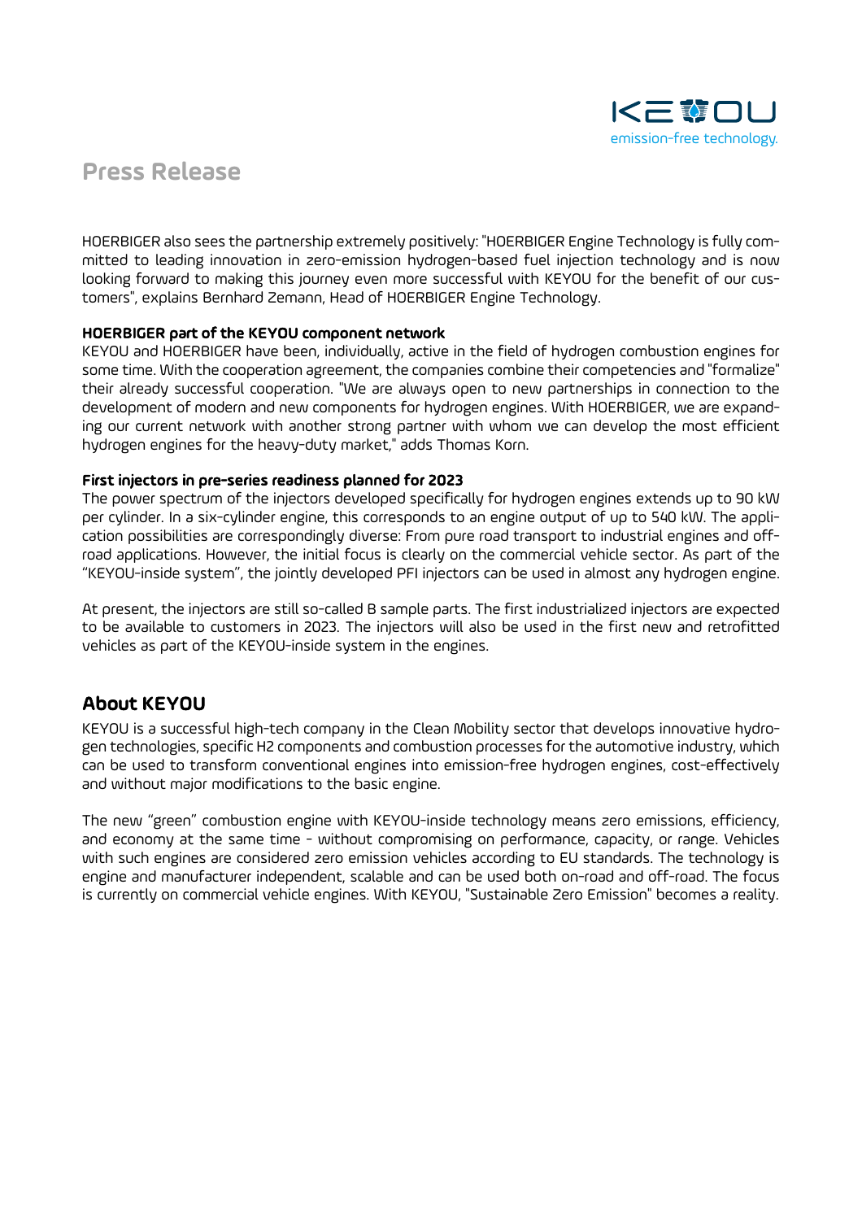# Press Release

HOERBIGER also sees the partnership extremely positively: "HOERBIGER Engine Technology is fully committed to leading innovation in zero-emission hydrogen-based fuel injection technology and is now looking forward to making this journey even more successful with KEYOU for the benefit of our customers", explains Bernhard Zemann, Head of HOERBIGER Engine Technology.

**HOERBIGER part of the KEYOU component network**

KEYOU and HOERBIGER have been, individually, active in the field of hydrogen combustion engines for some time. With the cooperation agreement, the companies combine their competencies and "formalize" their already successful cooperation. "We are always open to new partnerships in connection to the development of modern and new components for hydrogen engines. With HOERBIGER, we are expanding our current network with another strong partner with whom we can develop the most efficient hydrogen engines for the heavy-duty market," adds Thomas Korn.

**First injectors in pre-series readiness planned for 2023**

The power spectrum of the injectors developed specifically for hydrogen engines extends up to 90 kW per cylinder. In a six-cylinder engine, this corresponds to an engine output of up to 540 kW. The application possibilities are correspondingly diverse: From pure road transport to industrial engines and off-road applications. However, the initial focus is clearly on the commercial vehicle sector. As part of the "KEYOU-inside system", the jointly developed PFI injectors can be used in almost any hydrogen engine.

At present, the injectors are still so-called B sample parts. The first industrialized injectors are expected to be available to customers in 2023. The injectors will also be used in the first new and retrofitted vehicles as part of the KEYOU-inside system in the engines.

## About KEYOU

KEYOU is a successful high-tech company in the Clean Mobility sector that develops innovative hydrogen technologies, specific H2 components and combustion processes for the automotive industry, which can be used to transform conventional engines into emission-free hydrogen engines, cost-effectively and without major modifications to the basic engine.

The new "green" combustion engine with KEYOU-inside technology means zero emissions, efficiency, and economy at the same time - without compromising on performance, capacity, or range. Vehicles with such engines are considered zero emission vehicles according to EU standards. The technology is engine and manufacturer independent, scalable and can be used both on-road and off-road. The focus is currently on commercial vehicle engines. With KEYOU, "Sustainable Zero Emission" becomes a reality.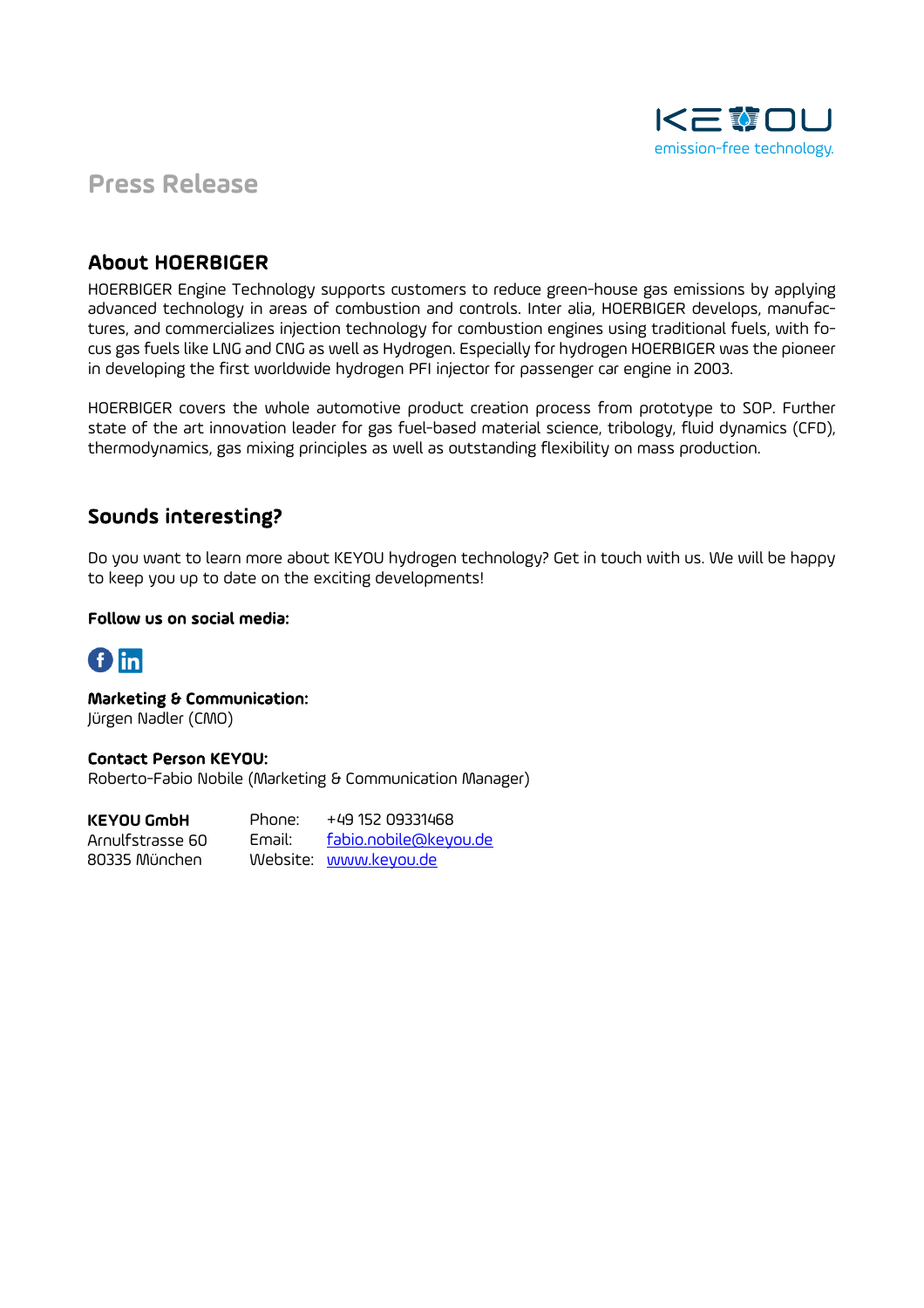# Press Release

## About HOERBIGER

HOERBIGER Engine Technology supports customers to reduce green-house gas emissions by applying advanced technology in areas of combustion and controls. Inter alia, HOERBIGER develops, manufactures, and commercializes injection technology for combustion engines using traditional fuels, with focus gas fuels like LNG and CNG as well as Hydrogen. Especially for hydrogen HOERBIGER was the pioneer in developing the first worldwide hydrogen PFI injector for passenger car engine in 2003.

HOERBIGER covers the whole automotive product creation process from prototype to SOP. Further state of the art innovation leader for gas fuel-based material science, tribology, fluid dynamics (CFD), thermodynamics, gas mixing principles as well as outstanding flexibility on mass production.

## Sounds interesting?

Do you want to learn more about KEYOU hydrogen technology? Get in touch with us. We will be happy to keep you up to date on the exciting developments!

**Follow us on social media:**

**Marketing & Communication:**
Jürgen Nadler (CMO)

**Contact Person KEYOU:**
Roberto-Fabio Nobile (Marketing & Communication Manager)

**KEYOU GmbH**
Arnulfstrasse 60
80335 München

Phone: +49 152 09331468
Email: fabio.nobile@keyou.de
Website: www.keyou.de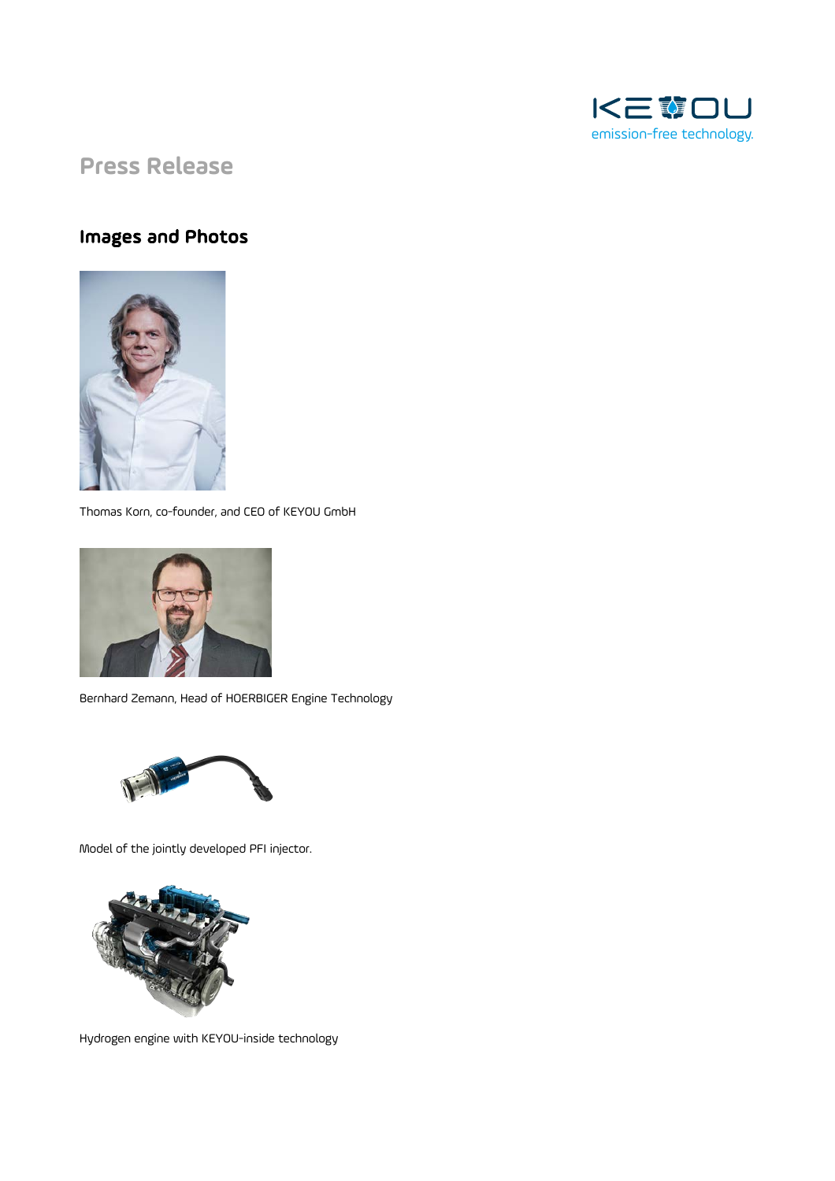# Press Release

## Images and Photos

Thomas Korn, co-founder, and CEO of KEYOU GmbH

Bernhard Zemann, Head of HOERBIGER Engine Technology

Model of the jointly developed PFI injector.

Hydrogen engine with KEYOU-inside technology